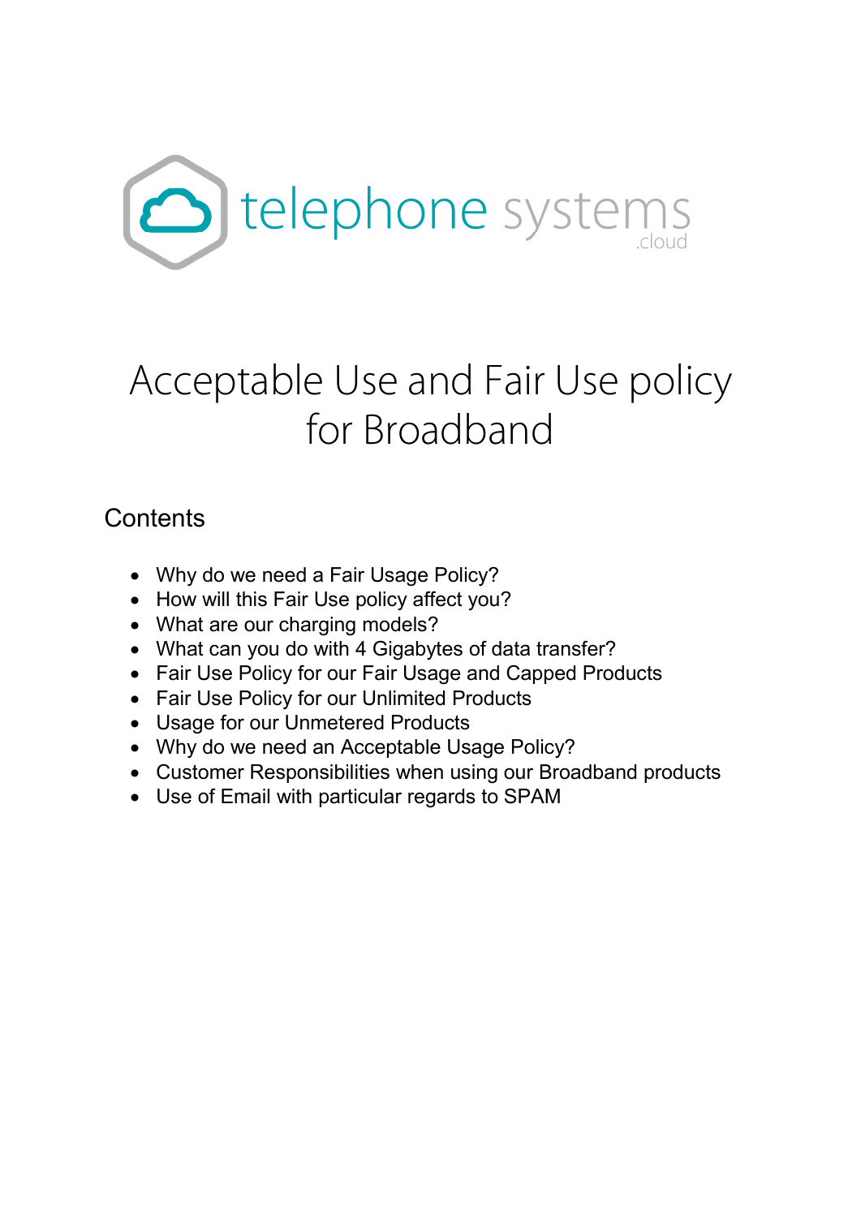telephone systems
.cloud

# Acceptable Use and Fair Use policy for Broadband

## Contents

- Why do we need a Fair Usage Policy?
- How will this Fair Use policy affect you?
- What are our charging models?
- What can you do with 4 Gigabytes of data transfer?
- Fair Use Policy for our Fair Usage and Capped Products
- Fair Use Policy for our Unlimited Products
- Usage for our Unmetered Products
- Why do we need an Acceptable Usage Policy?
- Customer Responsibilities when using our Broadband products
- Use of Email with particular regards to SPAM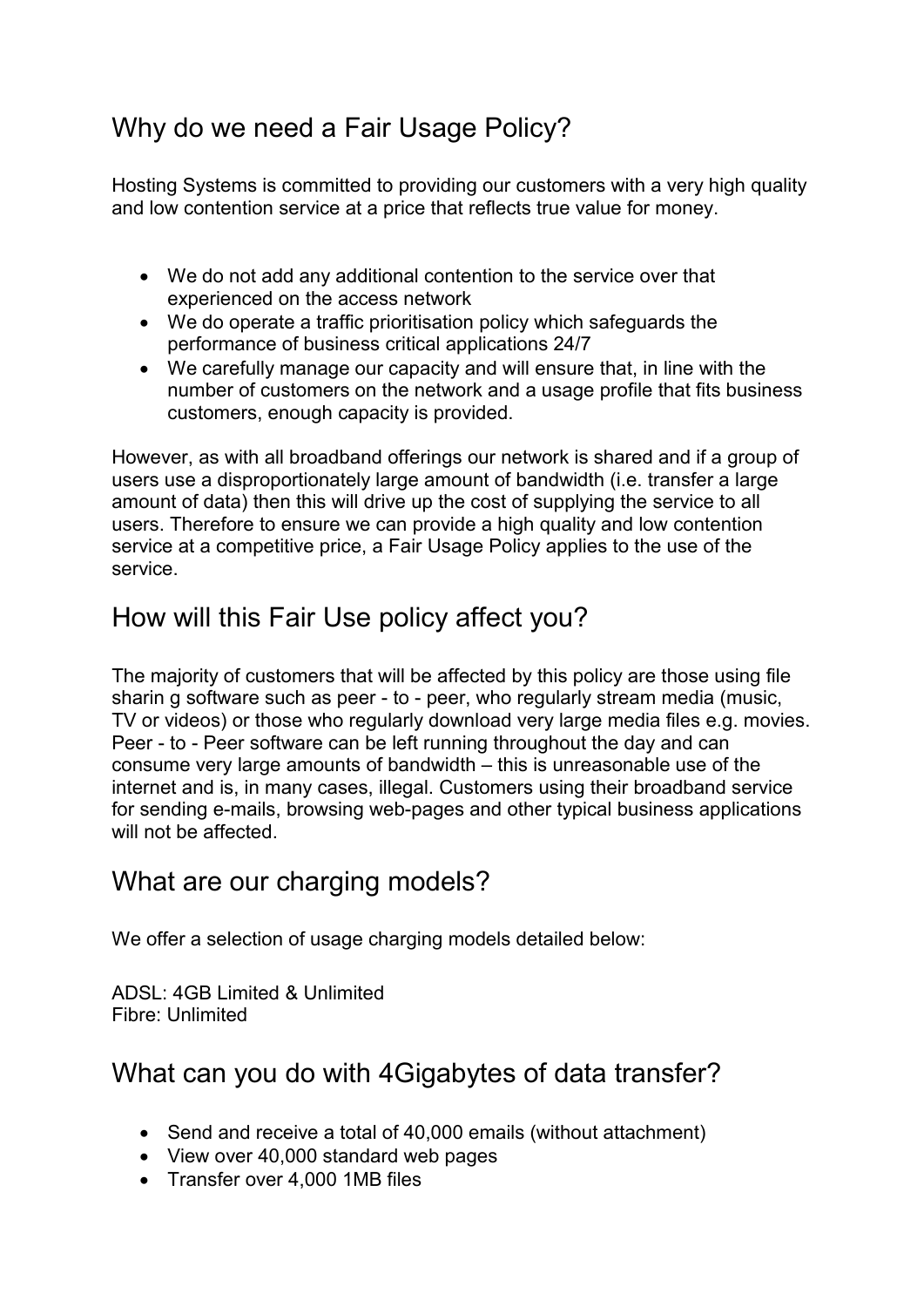## Why do we need a Fair Usage Policy?

Hosting Systems is committed to providing our customers with a very high quality and low contention service at a price that reflects true value for money.

- We do not add any additional contention to the service over that experienced on the access network
- We do operate a traffic prioritisation policy which safeguards the performance of business critical applications 24/7
- We carefully manage our capacity and will ensure that, in line with the number of customers on the network and a usage profile that fits business customers, enough capacity is provided.

However, as with all broadband offerings our network is shared and if a group of users use a disproportionately large amount of bandwidth (i.e. transfer a large amount of data) then this will drive up the cost of supplying the service to all users. Therefore to ensure we can provide a high quality and low contention service at a competitive price, a Fair Usage Policy applies to the use of the service.

## How will this Fair Use policy affect you?

The majority of customers that will be affected by this policy are those using file sharin g software such as peer - to - peer, who regularly stream media (music, TV or videos) or those who regularly download very large media files e.g. movies. Peer - to - Peer software can be left running throughout the day and can consume very large amounts of bandwidth – this is unreasonable use of the internet and is, in many cases, illegal. Customers using their broadband service for sending e-mails, browsing web-pages and other typical business applications will not be affected.

## What are our charging models?

We offer a selection of usage charging models detailed below:

ADSL: 4GB Limited & Unlimited
Fibre: Unlimited

## What can you do with 4Gigabytes of data transfer?

- Send and receive a total of 40,000 emails (without attachment)
- View over 40,000 standard web pages
- Transfer over 4,000 1MB files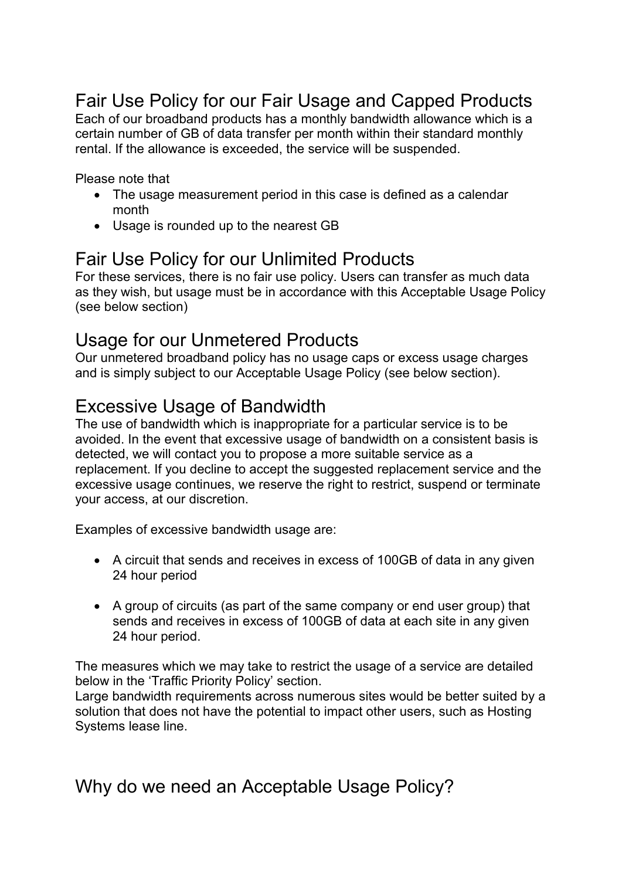## Fair Use Policy for our Fair Usage and Capped Products

Each of our broadband products has a monthly bandwidth allowance which is a certain number of GB of data transfer per month within their standard monthly rental. If the allowance is exceeded, the service will be suspended.

Please note that

- The usage measurement period in this case is defined as a calendar month
- Usage is rounded up to the nearest GB

## Fair Use Policy for our Unlimited Products

For these services, there is no fair use policy. Users can transfer as much data as they wish, but usage must be in accordance with this Acceptable Usage Policy (see below section)

## Usage for our Unmetered Products

Our unmetered broadband policy has no usage caps or excess usage charges and is simply subject to our Acceptable Usage Policy (see below section).

## Excessive Usage of Bandwidth

The use of bandwidth which is inappropriate for a particular service is to be avoided. In the event that excessive usage of bandwidth on a consistent basis is detected, we will contact you to propose a more suitable service as a replacement. If you decline to accept the suggested replacement service and the excessive usage continues, we reserve the right to restrict, suspend or terminate your access, at our discretion.

Examples of excessive bandwidth usage are:

- A circuit that sends and receives in excess of 100GB of data in any given 24 hour period
- A group of circuits (as part of the same company or end user group) that sends and receives in excess of 100GB of data at each site in any given 24 hour period.

The measures which we may take to restrict the usage of a service are detailed below in the 'Traffic Priority Policy' section.
Large bandwidth requirements across numerous sites would be better suited by a solution that does not have the potential to impact other users, such as Hosting Systems lease line.

## Why do we need an Acceptable Usage Policy?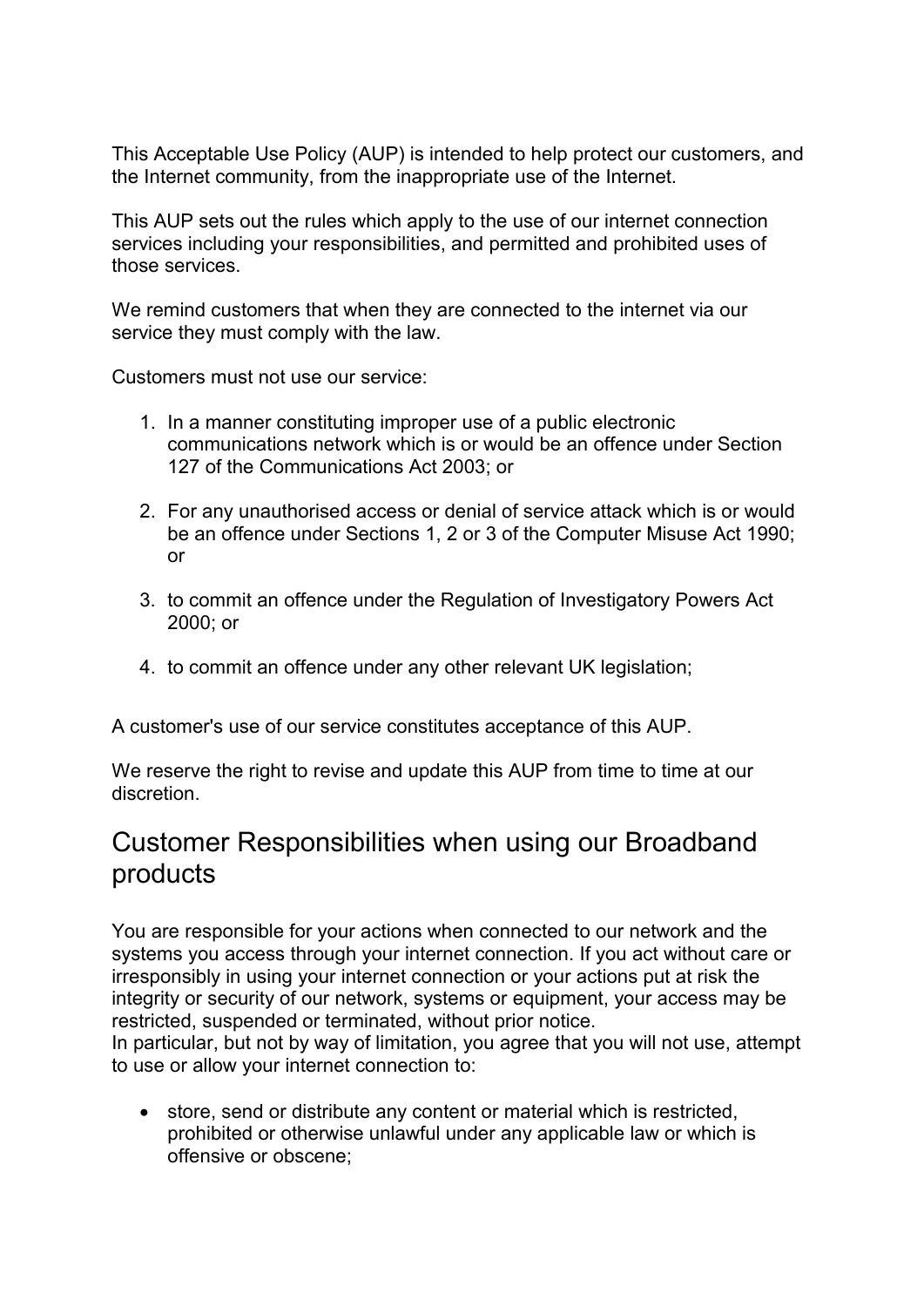This Acceptable Use Policy (AUP) is intended to help protect our customers, and the Internet community, from the inappropriate use of the Internet.

This AUP sets out the rules which apply to the use of our internet connection services including your responsibilities, and permitted and prohibited uses of those services.

We remind customers that when they are connected to the internet via our service they must comply with the law.

Customers must not use our service:

1. In a manner constituting improper use of a public electronic communications network which is or would be an offence under Section 127 of the Communications Act 2003; or

2. For any unauthorised access or denial of service attack which is or would be an offence under Sections 1, 2 or 3 of the Computer Misuse Act 1990; or

3. to commit an offence under the Regulation of Investigatory Powers Act 2000; or

4. to commit an offence under any other relevant UK legislation;

A customer's use of our service constitutes acceptance of this AUP.

We reserve the right to revise and update this AUP from time to time at our discretion.

## Customer Responsibilities when using our Broadband products

You are responsible for your actions when connected to our network and the systems you access through your internet connection. If you act without care or irresponsibly in using your internet connection or your actions put at risk the integrity or security of our network, systems or equipment, your access may be restricted, suspended or terminated, without prior notice.
In particular, but not by way of limitation, you agree that you will not use, attempt to use or allow your internet connection to:

- store, send or distribute any content or material which is restricted, prohibited or otherwise unlawful under any applicable law or which is offensive or obscene;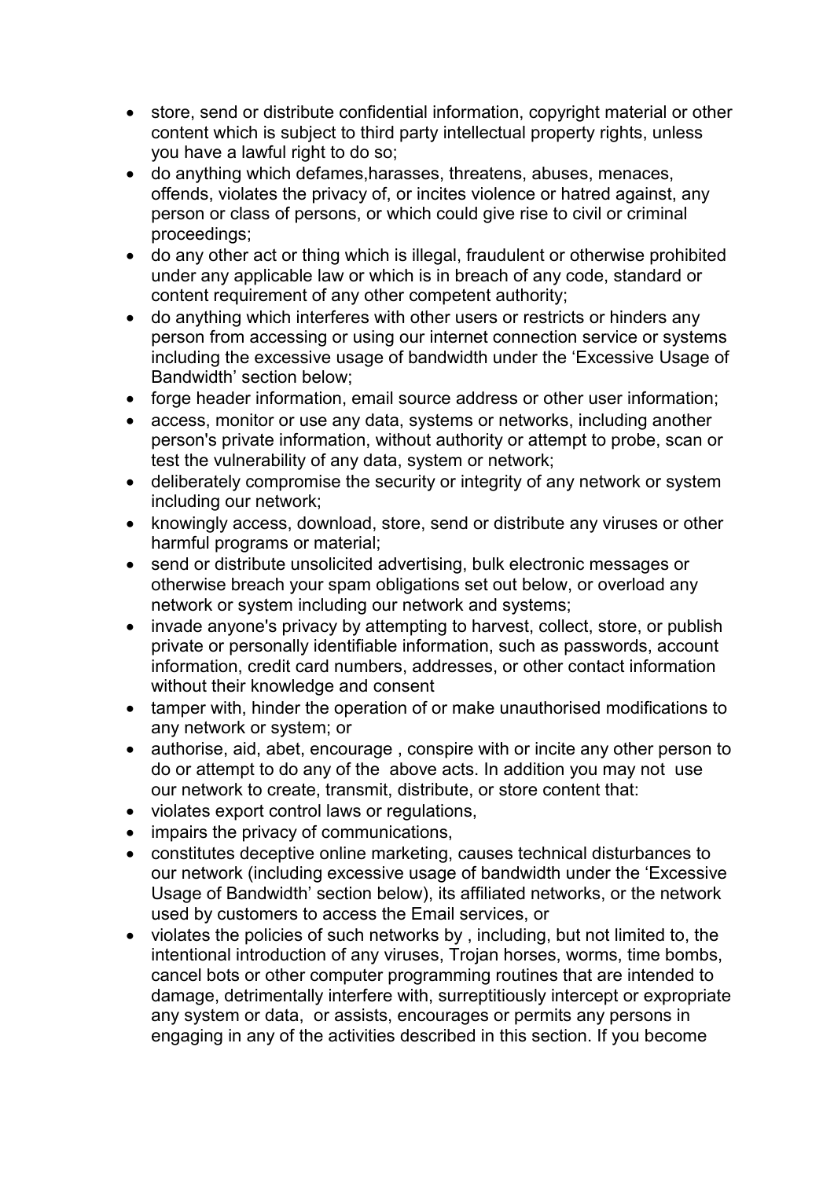- store, send or distribute confidential information, copyright material or other content which is subject to third party intellectual property rights, unless you have a lawful right to do so;
- do anything which defames,harasses, threatens, abuses, menaces, offends, violates the privacy of, or incites violence or hatred against, any person or class of persons, or which could give rise to civil or criminal proceedings;
- do any other act or thing which is illegal, fraudulent or otherwise prohibited under any applicable law or which is in breach of any code, standard or content requirement of any other competent authority;
- do anything which interferes with other users or restricts or hinders any person from accessing or using our internet connection service or systems including the excessive usage of bandwidth under the 'Excessive Usage of Bandwidth' section below;
- forge header information, email source address or other user information;
- access, monitor or use any data, systems or networks, including another person's private information, without authority or attempt to probe, scan or test the vulnerability of any data, system or network;
- deliberately compromise the security or integrity of any network or system including our network;
- knowingly access, download, store, send or distribute any viruses or other harmful programs or material;
- send or distribute unsolicited advertising, bulk electronic messages or otherwise breach your spam obligations set out below, or overload any network or system including our network and systems;
- invade anyone's privacy by attempting to harvest, collect, store, or publish private or personally identifiable information, such as passwords, account information, credit card numbers, addresses, or other contact information without their knowledge and consent
- tamper with, hinder the operation of or make unauthorised modifications to any network or system; or
- authorise, aid, abet, encourage , conspire with or incite any other person to do or attempt to do any of the above acts. In addition you may not use our network to create, transmit, distribute, or store content that:
- violates export control laws or regulations,
- impairs the privacy of communications,
- constitutes deceptive online marketing, causes technical disturbances to our network (including excessive usage of bandwidth under the 'Excessive Usage of Bandwidth' section below), its affiliated networks, or the network used by customers to access the Email services, or
- violates the policies of such networks by , including, but not limited to, the intentional introduction of any viruses, Trojan horses, worms, time bombs, cancel bots or other computer programming routines that are intended to damage, detrimentally interfere with, surreptitiously intercept or expropriate any system or data, or assists, encourages or permits any persons in engaging in any of the activities described in this section. If you become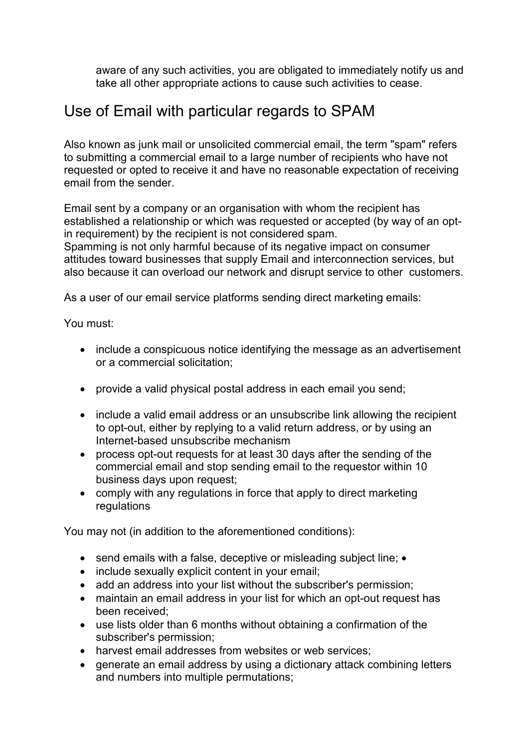aware of any such activities, you are obligated to immediately notify us and take all other appropriate actions to cause such activities to cease.

## Use of Email with particular regards to SPAM

Also known as junk mail or unsolicited commercial email, the term "spam" refers to submitting a commercial email to a large number of recipients who have not requested or opted to receive it and have no reasonable expectation of receiving email from the sender.

Email sent by a company or an organisation with whom the recipient has established a relationship or which was requested or accepted (by way of an opt-in requirement) by the recipient is not considered spam.
Spamming is not only harmful because of its negative impact on consumer attitudes toward businesses that supply Email and interconnection services, but also because it can overload our network and disrupt service to other customers.

As a user of our email service platforms sending direct marketing emails:

You must:

- include a conspicuous notice identifying the message as an advertisement or a commercial solicitation;
- provide a valid physical postal address in each email you send;
- include a valid email address or an unsubscribe link allowing the recipient to opt-out, either by replying to a valid return address, or by using an Internet-based unsubscribe mechanism
- process opt-out requests for at least 30 days after the sending of the commercial email and stop sending email to the requestor within 10 business days upon request;
- comply with any regulations in force that apply to direct marketing regulations

You may not (in addition to the aforementioned conditions):

- send emails with a false, deceptive or misleading subject line; •
- include sexually explicit content in your email;
- add an address into your list without the subscriber's permission;
- maintain an email address in your list for which an opt-out request has been received;
- use lists older than 6 months without obtaining a confirmation of the subscriber's permission;
- harvest email addresses from websites or web services;
- generate an email address by using a dictionary attack combining letters and numbers into multiple permutations;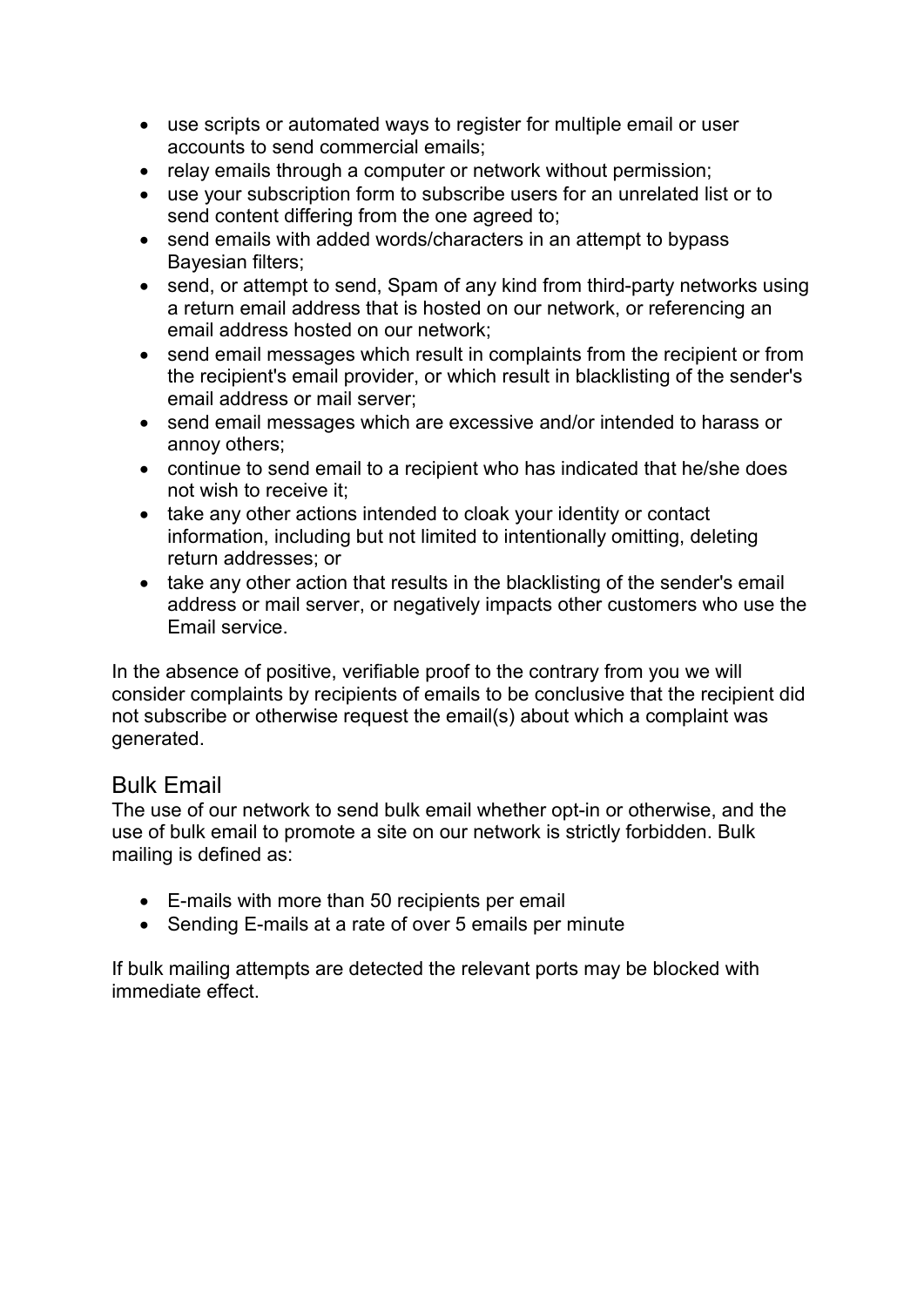- use scripts or automated ways to register for multiple email or user accounts to send commercial emails;
- relay emails through a computer or network without permission;
- use your subscription form to subscribe users for an unrelated list or to send content differing from the one agreed to;
- send emails with added words/characters in an attempt to bypass Bayesian filters;
- send, or attempt to send, Spam of any kind from third-party networks using a return email address that is hosted on our network, or referencing an email address hosted on our network;
- send email messages which result in complaints from the recipient or from the recipient's email provider, or which result in blacklisting of the sender's email address or mail server;
- send email messages which are excessive and/or intended to harass or annoy others;
- continue to send email to a recipient who has indicated that he/she does not wish to receive it;
- take any other actions intended to cloak your identity or contact information, including but not limited to intentionally omitting, deleting return addresses; or
- take any other action that results in the blacklisting of the sender's email address or mail server, or negatively impacts other customers who use the Email service.

In the absence of positive, verifiable proof to the contrary from you we will consider complaints by recipients of emails to be conclusive that the recipient did not subscribe or otherwise request the email(s) about which a complaint was generated.

## Bulk Email

The use of our network to send bulk email whether opt-in or otherwise, and the use of bulk email to promote a site on our network is strictly forbidden. Bulk mailing is defined as:

- E-mails with more than 50 recipients per email
- Sending E-mails at a rate of over 5 emails per minute

If bulk mailing attempts are detected the relevant ports may be blocked with immediate effect.